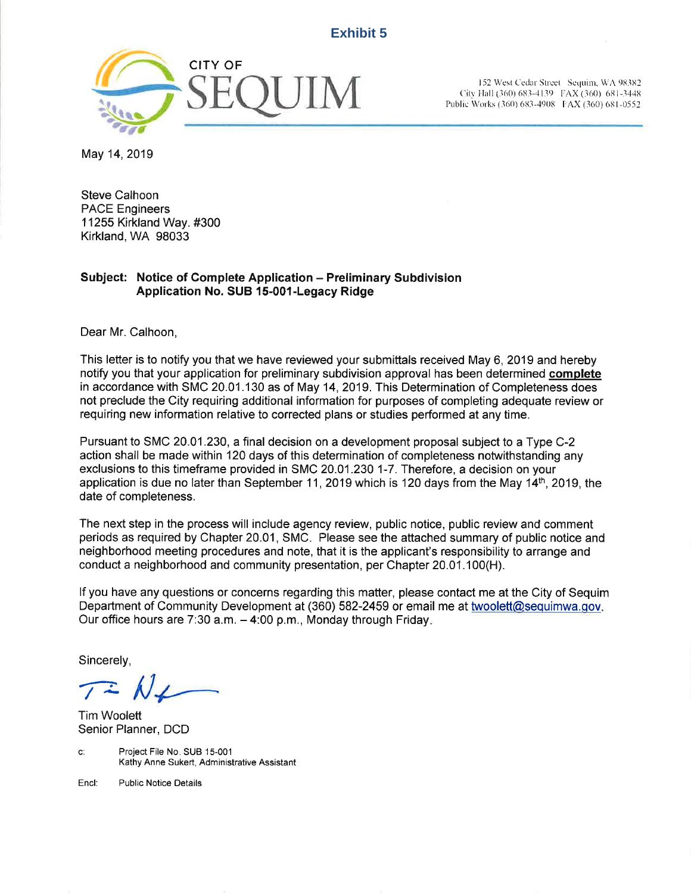**Exhibit 5**

CITY OF
SEQUIM

152 West Cedar Street Sequim, WA 98382
City Hall (360) 683-4139 FAX (360) 681-3448
Public Works (360) 683-4908 FAX (360) 681-0552

May 14, 2019

Steve Calhoon
PACE Engineers
11255 Kirkland Way. #300
Kirkland, WA 98033

**Subject: Notice of Complete Application – Preliminary Subdivision Application No. SUB 15-001-Legacy Ridge**

Dear Mr. Calhoon,

This letter is to notify you that we have reviewed your submittals received May 6, 2019 and hereby notify you that your application for preliminary subdivision approval has been determined **complete** in accordance with SMC 20.01.130 as of May 14, 2019. This Determination of Completeness does not preclude the City requiring additional information for purposes of completing adequate review or requiring new information relative to corrected plans or studies performed at any time.

Pursuant to SMC 20.01.230, a final decision on a development proposal subject to a Type C-2 action shall be made within 120 days of this determination of completeness notwithstanding any exclusions to this timeframe provided in SMC 20.01.230 1-7. Therefore, a decision on your application is due no later than September 11, 2019 which is 120 days from the May 14th, 2019, the date of completeness.

The next step in the process will include agency review, public notice, public review and comment periods as required by Chapter 20.01, SMC. Please see the attached summary of public notice and neighborhood meeting procedures and note, that it is the applicant's responsibility to arrange and conduct a neighborhood and community presentation, per Chapter 20.01.100(H).

If you have any questions or concerns regarding this matter, please contact me at the City of Sequim Department of Community Development at (360) 582-2459 or email me at twoolett@sequimwa.gov. Our office hours are 7:30 a.m. – 4:00 p.m., Monday through Friday.

Sincerely,

Tim Woolett
Senior Planner, DCD

c: Project File No. SUB 15-001
Kathy Anne Sukert, Administrative Assistant

Encl: Public Notice Details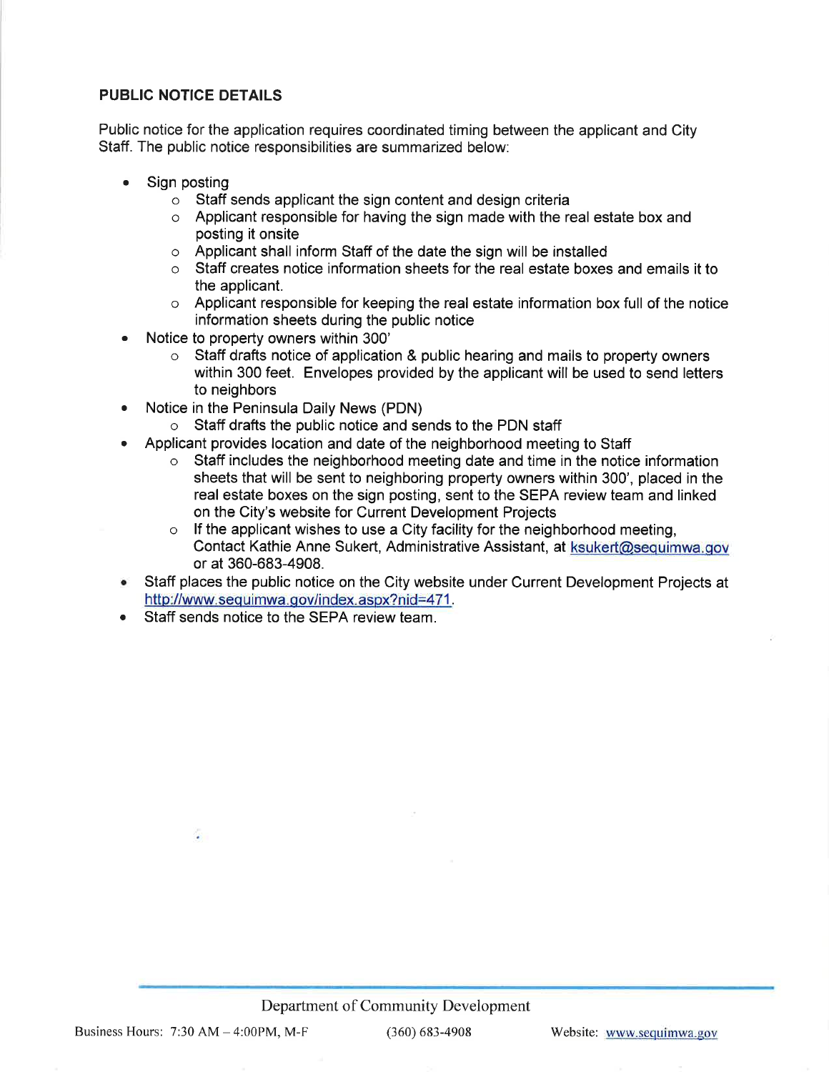**PUBLIC NOTICE DETAILS**

Public notice for the application requires coordinated timing between the applicant and City Staff. The public notice responsibilities are summarized below:

- Sign posting
  - Staff sends applicant the sign content and design criteria
  - Applicant responsible for having the sign made with the real estate box and posting it onsite
  - Applicant shall inform Staff of the date the sign will be installed
  - Staff creates notice information sheets for the real estate boxes and emails it to the applicant.
  - Applicant responsible for keeping the real estate information box full of the notice information sheets during the public notice
- Notice to property owners within 300'
  - Staff drafts notice of application & public hearing and mails to property owners within 300 feet. Envelopes provided by the applicant will be used to send letters to neighbors
- Notice in the Peninsula Daily News (PDN)
  - Staff drafts the public notice and sends to the PDN staff
- Applicant provides location and date of the neighborhood meeting to Staff
  - Staff includes the neighborhood meeting date and time in the notice information sheets that will be sent to neighboring property owners within 300', placed in the real estate boxes on the sign posting, sent to the SEPA review team and linked on the City's website for Current Development Projects
  - If the applicant wishes to use a City facility for the neighborhood meeting, Contact Kathie Anne Sukert, Administrative Assistant, at ksukert@sequimwa.gov or at 360-683-4908.
- Staff places the public notice on the City website under Current Development Projects at http://www.sequimwa.gov/index.aspx?nid=471.
- Staff sends notice to the SEPA review team.